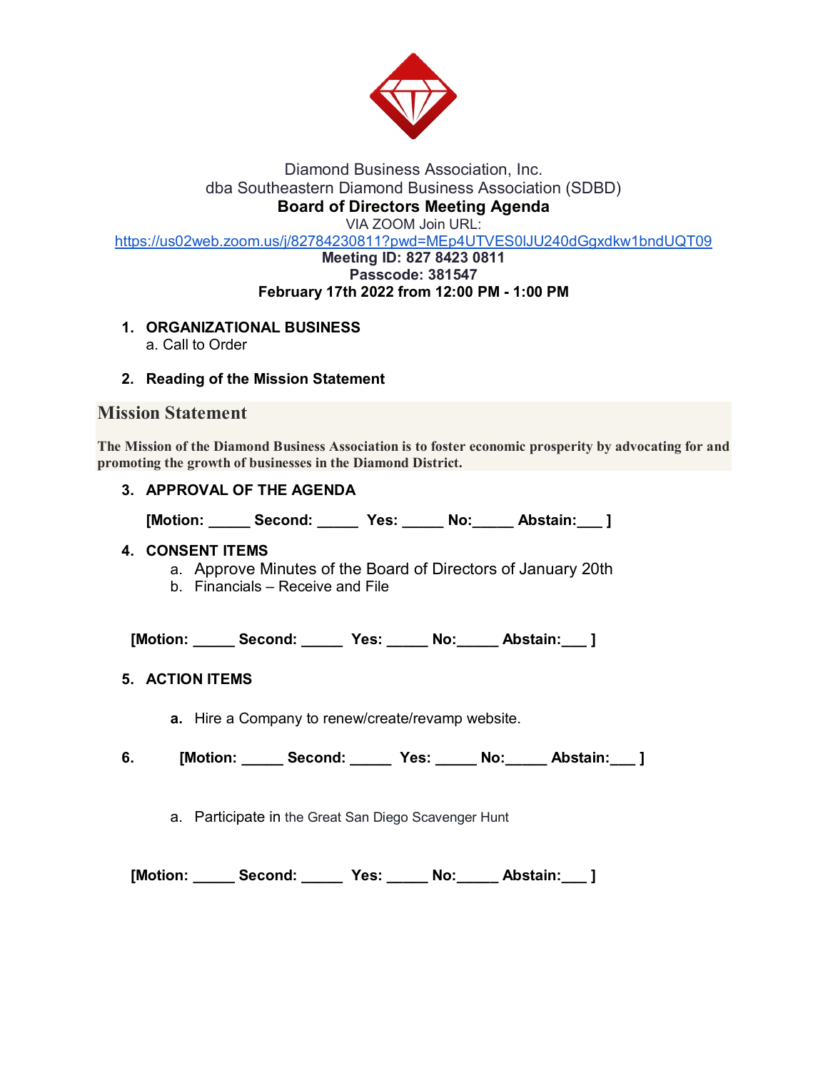Diamond Business Association, Inc.
dba Southeastern Diamond Business Association (SDBD)

**Board of Directors Meeting Agenda**

VIA ZOOM Join URL:
https://us02web.zoom.us/j/82784230811?pwd=MEp4UTVES0lJU240dGgxdkw1bndUQT09

**Meeting ID: 827 8423 0811**
**Passcode: 381547**
**February 17th 2022 from 12:00 PM - 1:00 PM**

1. **ORGANIZATIONAL BUSINESS**
   a. Call to Order

2. **Reading of the Mission Statement**

## Mission Statement

**The Mission of the Diamond Business Association is to foster economic prosperity by advocating for and promoting the growth of businesses in the Diamond District.**

3. **APPROVAL OF THE AGENDA**

   **[Motion: _____ Second: _____ Yes: _____ No:_____ Abstain:___ ]**

4. **CONSENT ITEMS**
   a. Approve Minutes of the Board of Directors of January 20th
   b. Financials – Receive and File

**[Motion: _____ Second: _____ Yes: _____ No:_____ Abstain:___ ]**

5. **ACTION ITEMS**

   **a.** Hire a Company to renew/create/revamp website.

6. **[Motion: _____ Second: _____ Yes: _____ No:_____ Abstain:___ ]**

   a. Participate in the Great San Diego Scavenger Hunt

**[Motion: _____ Second: _____ Yes: _____ No:_____ Abstain:___ ]**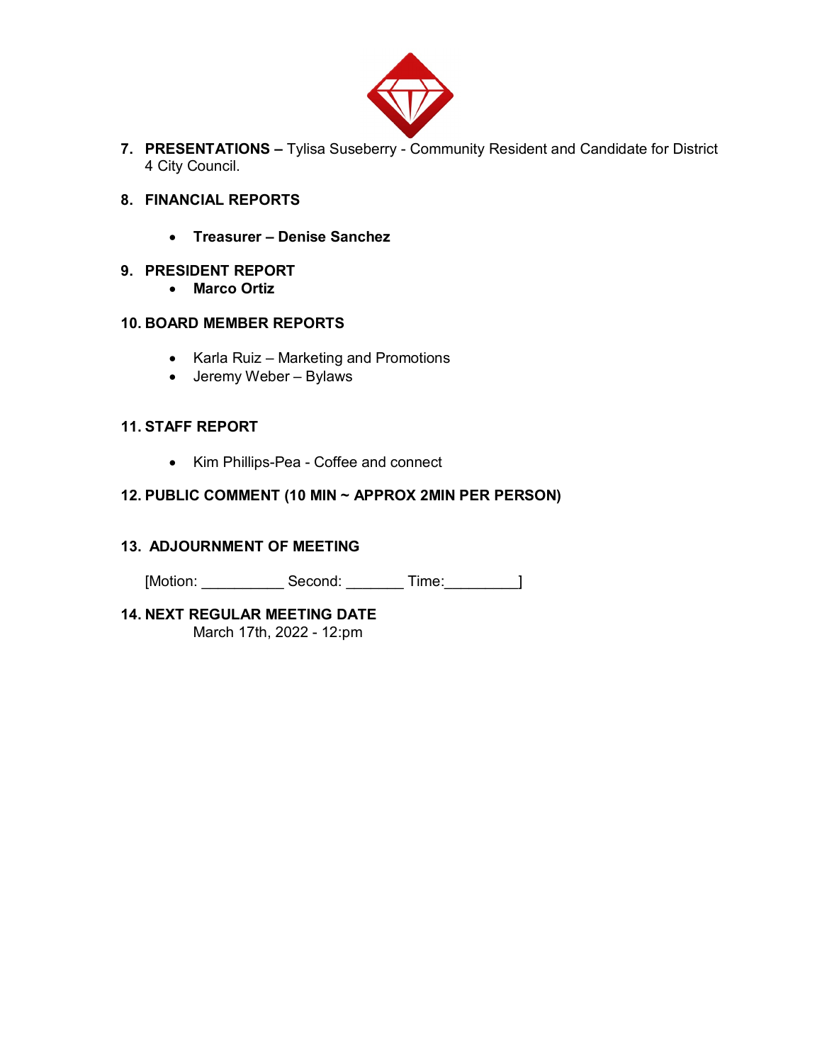**7. PRESENTATIONS –** Tylisa Suseberry - Community Resident and Candidate for District 4 City Council.

**8. FINANCIAL REPORTS**

- **Treasurer – Denise Sanchez**

**9. PRESIDENT REPORT**

- **Marco Ortiz**

**10. BOARD MEMBER REPORTS**

- Karla Ruiz – Marketing and Promotions
- Jeremy Weber – Bylaws

**11. STAFF REPORT**

- Kim Phillips-Pea - Coffee and connect

**12. PUBLIC COMMENT (10 MIN ~ APPROX 2MIN PER PERSON)**

**13. ADJOURNMENT OF MEETING**

[Motion: __________ Second: _______ Time:_________]

**14. NEXT REGULAR MEETING DATE**

March 17th, 2022 - 12:pm